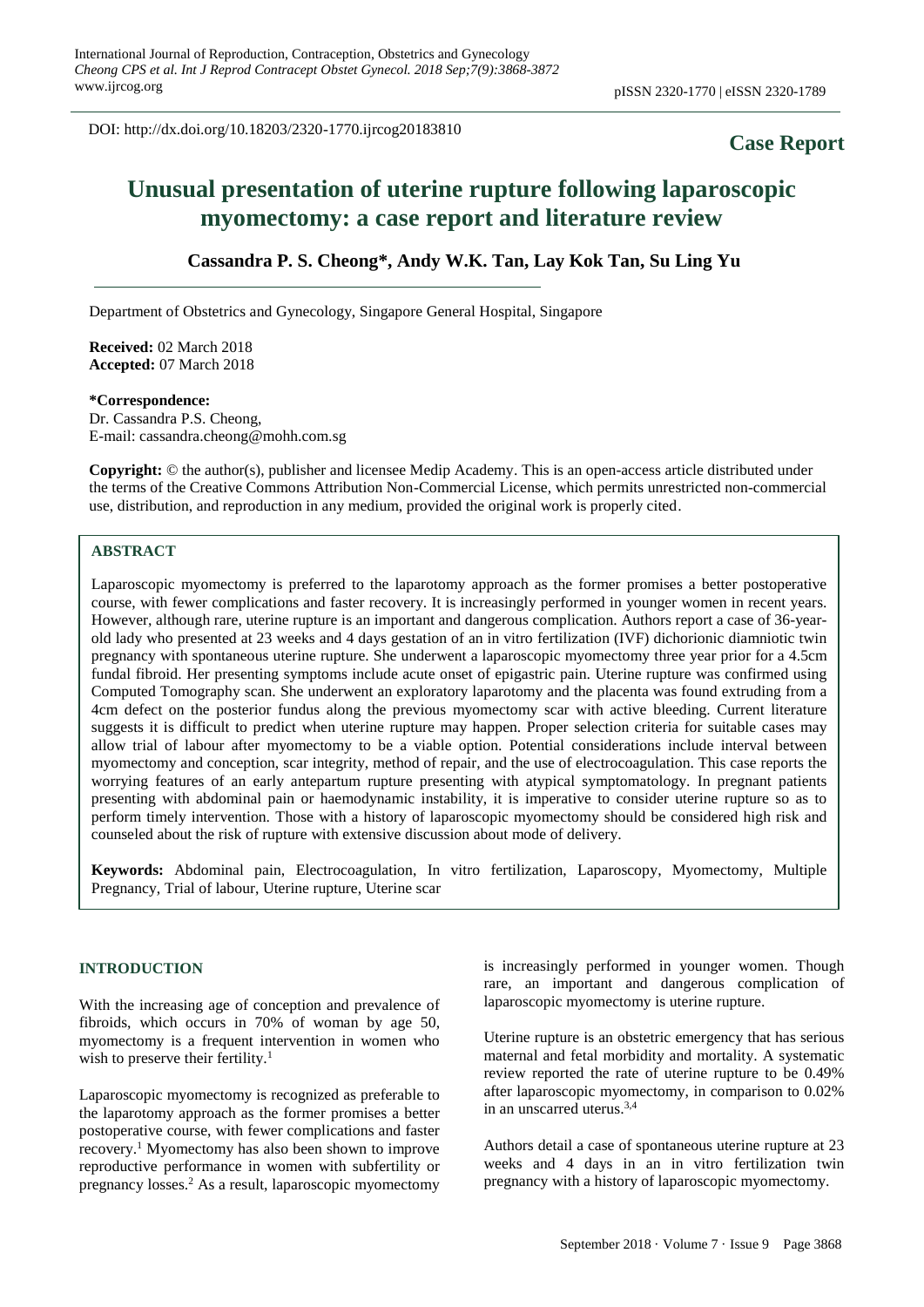DOI: http://dx.doi.org/10.18203/2320-1770.ijrcog20183810

**Case Report**

# Unusual presentation of uterine rupture following laparoscopic myomectomy: a case report and literature review

**Cassandra P. S. Cheong\*, Andy W.K. Tan, Lay Kok Tan, Su Ling Yu**

Department of Obstetrics and Gynecology, Singapore General Hospital, Singapore

**Received:** 02 March 2018
**Accepted:** 07 March 2018

**\*Correspondence:**
Dr. Cassandra P.S. Cheong,
E-mail: cassandra.cheong@mohh.com.sg

**Copyright:** © the author(s), publisher and licensee Medip Academy. This is an open-access article distributed under the terms of the Creative Commons Attribution Non-Commercial License, which permits unrestricted non-commercial use, distribution, and reproduction in any medium, provided the original work is properly cited.

## ABSTRACT

Laparoscopic myomectomy is preferred to the laparotomy approach as the former promises a better postoperative course, with fewer complications and faster recovery. It is increasingly performed in younger women in recent years. However, although rare, uterine rupture is an important and dangerous complication. Authors report a case of 36-year-old lady who presented at 23 weeks and 4 days gestation of an in vitro fertilization (IVF) dichorionic diamniotic twin pregnancy with spontaneous uterine rupture. She underwent a laparoscopic myomectomy three year prior for a 4.5cm fundal fibroid. Her presenting symptoms include acute onset of epigastric pain. Uterine rupture was confirmed using Computed Tomography scan. She underwent an exploratory laparotomy and the placenta was found extruding from a 4cm defect on the posterior fundus along the previous myomectomy scar with active bleeding. Current literature suggests it is difficult to predict when uterine rupture may happen. Proper selection criteria for suitable cases may allow trial of labour after myomectomy to be a viable option. Potential considerations include interval between myomectomy and conception, scar integrity, method of repair, and the use of electrocoagulation. This case reports the worrying features of an early antepartum rupture presenting with atypical symptomatology. In pregnant patients presenting with abdominal pain or haemodynamic instability, it is imperative to consider uterine rupture so as to perform timely intervention. Those with a history of laparoscopic myomectomy should be considered high risk and counseled about the risk of rupture with extensive discussion about mode of delivery.

**Keywords:** Abdominal pain, Electrocoagulation, In vitro fertilization, Laparoscopy, Myomectomy, Multiple Pregnancy, Trial of labour, Uterine rupture, Uterine scar

## INTRODUCTION

With the increasing age of conception and prevalence of fibroids, which occurs in 70% of woman by age 50, myomectomy is a frequent intervention in women who wish to preserve their fertility.[1]

Laparoscopic myomectomy is recognized as preferable to the laparotomy approach as the former promises a better postoperative course, with fewer complications and faster recovery.[1] Myomectomy has also been shown to improve reproductive performance in women with subfertility or pregnancy losses.[2] As a result, laparoscopic myomectomy is increasingly performed in younger women. Though rare, an important and dangerous complication of laparoscopic myomectomy is uterine rupture.

Uterine rupture is an obstetric emergency that has serious maternal and fetal morbidity and mortality. A systematic review reported the rate of uterine rupture to be 0.49% after laparoscopic myomectomy, in comparison to 0.02% in an unscarred uterus.[3,4]

Authors detail a case of spontaneous uterine rupture at 23 weeks and 4 days in an in vitro fertilization twin pregnancy with a history of laparoscopic myomectomy.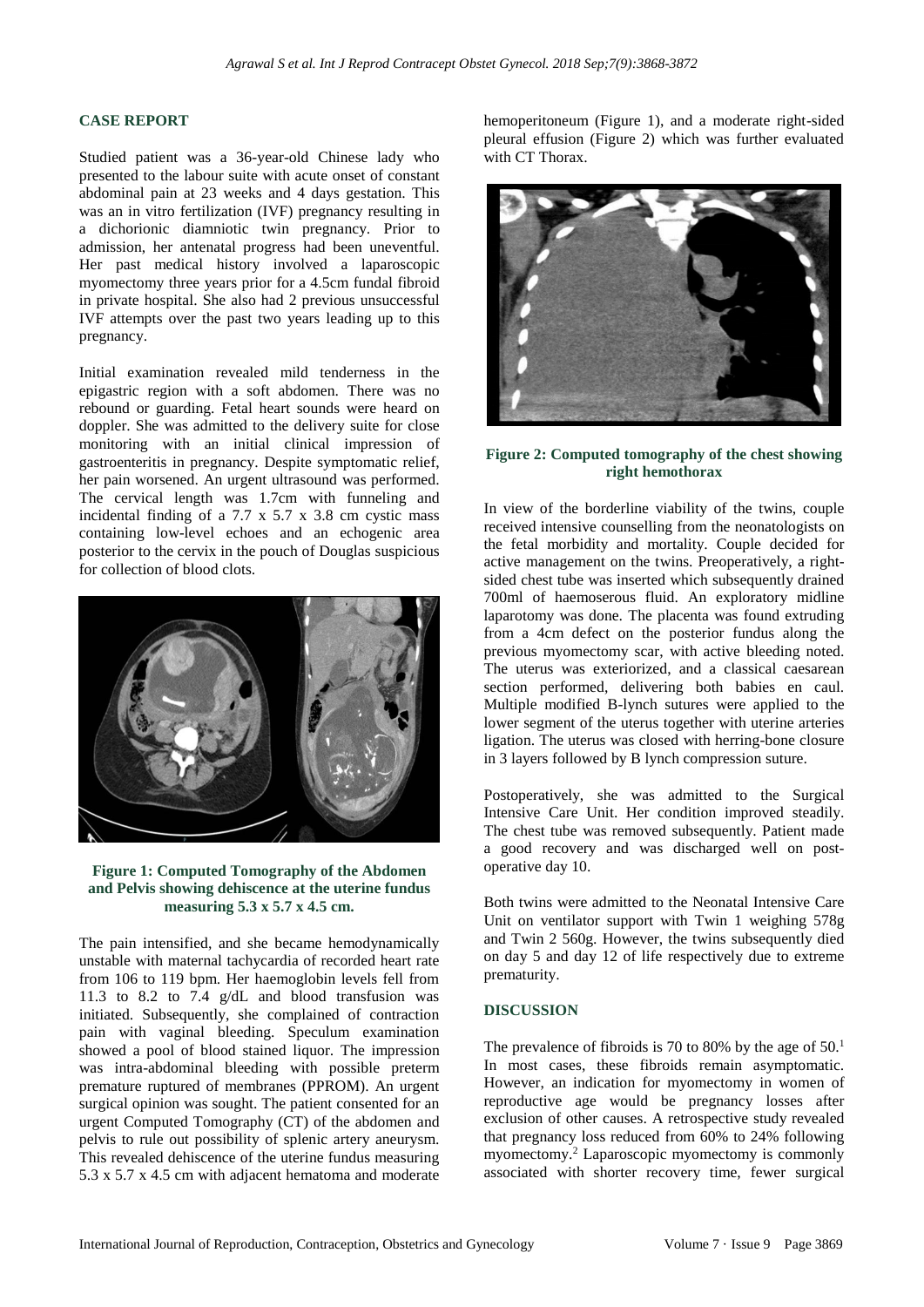## CASE REPORT

Studied patient was a 36-year-old Chinese lady who presented to the labour suite with acute onset of constant abdominal pain at 23 weeks and 4 days gestation. This was an in vitro fertilization (IVF) pregnancy resulting in a dichorionic diamniotic twin pregnancy. Prior to admission, her antenatal progress had been uneventful. Her past medical history involved a laparoscopic myomectomy three years prior for a 4.5cm fundal fibroid in private hospital. She also had 2 previous unsuccessful IVF attempts over the past two years leading up to this pregnancy.

Initial examination revealed mild tenderness in the epigastric region with a soft abdomen. There was no rebound or guarding. Fetal heart sounds were heard on doppler. She was admitted to the delivery suite for close monitoring with an initial clinical impression of gastroenteritis in pregnancy. Despite symptomatic relief, her pain worsened. An urgent ultrasound was performed. The cervical length was 1.7cm with funneling and incidental finding of a 7.7 x 5.7 x 3.8 cm cystic mass containing low-level echoes and an echogenic area posterior to the cervix in the pouch of Douglas suspicious for collection of blood clots.

**Figure 1: Computed Tomography of the Abdomen and Pelvis showing dehiscence at the uterine fundus measuring 5.3 x 5.7 x 4.5 cm.**

The pain intensified, and she became hemodynamically unstable with maternal tachycardia of recorded heart rate from 106 to 119 bpm. Her haemoglobin levels fell from 11.3 to 8.2 to 7.4 g/dL and blood transfusion was initiated. Subsequently, she complained of contraction pain with vaginal bleeding. Speculum examination showed a pool of blood stained liquor. The impression was intra-abdominal bleeding with possible preterm premature ruptured of membranes (PPROM). An urgent surgical opinion was sought. The patient consented for an urgent Computed Tomography (CT) of the abdomen and pelvis to rule out possibility of splenic artery aneurysm. This revealed dehiscence of the uterine fundus measuring 5.3 x 5.7 x 4.5 cm with adjacent hematoma and moderate hemoperitoneum (Figure 1), and a moderate right-sided pleural effusion (Figure 2) which was further evaluated with CT Thorax.

**Figure 2: Computed tomography of the chest showing right hemothorax**

In view of the borderline viability of the twins, couple received intensive counselling from the neonatologists on the fetal morbidity and mortality. Couple decided for active management on the twins. Preoperatively, a right-sided chest tube was inserted which subsequently drained 700ml of haemoserous fluid. An exploratory midline laparotomy was done. The placenta was found extruding from a 4cm defect on the posterior fundus along the previous myomectomy scar, with active bleeding noted. The uterus was exteriorized, and a classical caesarean section performed, delivering both babies en caul. Multiple modified B-lynch sutures were applied to the lower segment of the uterus together with uterine arteries ligation. The uterus was closed with herring-bone closure in 3 layers followed by B lynch compression suture.

Postoperatively, she was admitted to the Surgical Intensive Care Unit. Her condition improved steadily. The chest tube was removed subsequently. Patient made a good recovery and was discharged well on post-operative day 10.

Both twins were admitted to the Neonatal Intensive Care Unit on ventilator support with Twin 1 weighing 578g and Twin 2 560g. However, the twins subsequently died on day 5 and day 12 of life respectively due to extreme prematurity.

## DISCUSSION

The prevalence of fibroids is 70 to 80% by the age of 50.[1] In most cases, these fibroids remain asymptomatic. However, an indication for myomectomy in women of reproductive age would be pregnancy losses after exclusion of other causes. A retrospective study revealed that pregnancy loss reduced from 60% to 24% following myomectomy.[2] Laparoscopic myomectomy is commonly associated with shorter recovery time, fewer surgical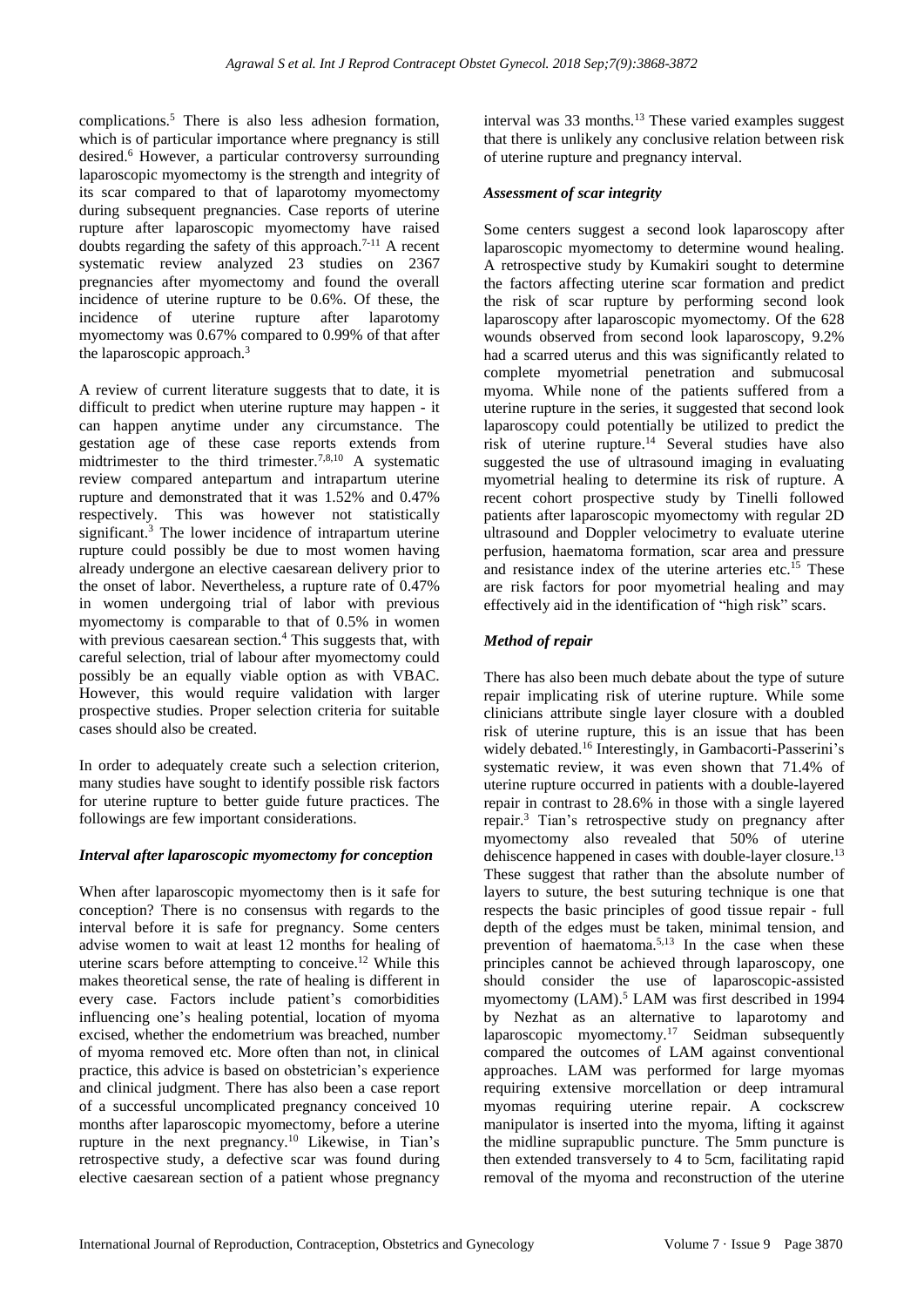complications.[5] There is also less adhesion formation, which is of particular importance where pregnancy is still desired.[6] However, a particular controversy surrounding laparoscopic myomectomy is the strength and integrity of its scar compared to that of laparotomy myomectomy during subsequent pregnancies. Case reports of uterine rupture after laparoscopic myomectomy have raised doubts regarding the safety of this approach.[7-11] A recent systematic review analyzed 23 studies on 2367 pregnancies after myomectomy and found the overall incidence of uterine rupture to be 0.6%. Of these, the incidence of uterine rupture after laparotomy myomectomy was 0.67% compared to 0.99% of that after the laparoscopic approach.[3]

A review of current literature suggests that to date, it is difficult to predict when uterine rupture may happen - it can happen anytime under any circumstance. The gestation age of these case reports extends from midtrimester to the third trimester.[7,8,10] A systematic review compared antepartum and intrapartum uterine rupture and demonstrated that it was 1.52% and 0.47% respectively. This was however not statistically significant.[3] The lower incidence of intrapartum uterine rupture could possibly be due to most women having already undergone an elective caesarean delivery prior to the onset of labor. Nevertheless, a rupture rate of 0.47% in women undergoing trial of labor with previous myomectomy is comparable to that of 0.5% in women with previous caesarean section.[4] This suggests that, with careful selection, trial of labour after myomectomy could possibly be an equally viable option as with VBAC. However, this would require validation with larger prospective studies. Proper selection criteria for suitable cases should also be created.

In order to adequately create such a selection criterion, many studies have sought to identify possible risk factors for uterine rupture to better guide future practices. The followings are few important considerations.

### *Interval after laparoscopic myomectomy for conception*

When after laparoscopic myomectomy then is it safe for conception? There is no consensus with regards to the interval before it is safe for pregnancy. Some centers advise women to wait at least 12 months for healing of uterine scars before attempting to conceive.[12] While this makes theoretical sense, the rate of healing is different in every case. Factors include patient's comorbidities influencing one's healing potential, location of myoma excised, whether the endometrium was breached, number of myoma removed etc. More often than not, in clinical practice, this advice is based on obstetrician's experience and clinical judgment. There has also been a case report of a successful uncomplicated pregnancy conceived 10 months after laparoscopic myomectomy, before a uterine rupture in the next pregnancy.[10] Likewise, in Tian's retrospective study, a defective scar was found during elective caesarean section of a patient whose pregnancy interval was 33 months.[13] These varied examples suggest that there is unlikely any conclusive relation between risk of uterine rupture and pregnancy interval.

### *Assessment of scar integrity*

Some centers suggest a second look laparoscopy after laparoscopic myomectomy to determine wound healing. A retrospective study by Kumakiri sought to determine the factors affecting uterine scar formation and predict the risk of scar rupture by performing second look laparoscopy after laparoscopic myomectomy. Of the 628 wounds observed from second look laparoscopy, 9.2% had a scarred uterus and this was significantly related to complete myometrial penetration and submucosal myoma. While none of the patients suffered from a uterine rupture in the series, it suggested that second look laparoscopy could potentially be utilized to predict the risk of uterine rupture.[14] Several studies have also suggested the use of ultrasound imaging in evaluating myometrial healing to determine its risk of rupture. A recent cohort prospective study by Tinelli followed patients after laparoscopic myomectomy with regular 2D ultrasound and Doppler velocimetry to evaluate uterine perfusion, haematoma formation, scar area and pressure and resistance index of the uterine arteries etc.[15] These are risk factors for poor myometrial healing and may effectively aid in the identification of "high risk" scars.

### *Method of repair*

There has also been much debate about the type of suture repair implicating risk of uterine rupture. While some clinicians attribute single layer closure with a doubled risk of uterine rupture, this is an issue that has been widely debated.[16] Interestingly, in Gambacorti-Passerini's systematic review, it was even shown that 71.4% of uterine rupture occurred in patients with a double-layered repair in contrast to 28.6% in those with a single layered repair.[3] Tian's retrospective study on pregnancy after myomectomy also revealed that 50% of uterine dehiscence happened in cases with double-layer closure.[13] These suggest that rather than the absolute number of layers to suture, the best suturing technique is one that respects the basic principles of good tissue repair - full depth of the edges must be taken, minimal tension, and prevention of haematoma.[5,13] In the case when these principles cannot be achieved through laparoscopy, one should consider the use of laparoscopic-assisted myomectomy (LAM).[5] LAM was first described in 1994 by Nezhat as an alternative to laparotomy and laparoscopic myomectomy.[17] Seidman subsequently compared the outcomes of LAM against conventional approaches. LAM was performed for large myomas requiring extensive morcellation or deep intramural myomas requiring uterine repair. A cockscrew manipulator is inserted into the myoma, lifting it against the midline suprapubic puncture. The 5mm puncture is then extended transversely to 4 to 5cm, facilitating rapid removal of the myoma and reconstruction of the uterine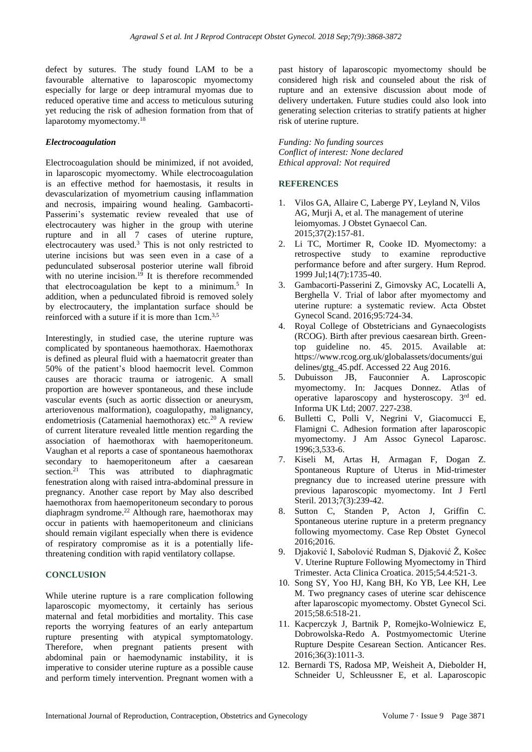defect by sutures. The study found LAM to be a favourable alternative to laparoscopic myomectomy especially for large or deep intramural myomas due to reduced operative time and access to meticulous suturing yet reducing the risk of adhesion formation from that of laparotomy myomectomy.[18]

### *Electrocoagulation*

Electrocoagulation should be minimized, if not avoided, in laparoscopic myomectomy. While electrocoagulation is an effective method for haemostasis, it results in devascularization of myometrium causing inflammation and necrosis, impairing wound healing. Gambacorti-Passerini's systematic review revealed that use of electrocautery was higher in the group with uterine rupture and in all 7 cases of uterine rupture, electrocautery was used.[3] This is not only restricted to uterine incisions but was seen even in a case of a pedunculated subserosal posterior uterine wall fibroid with no uterine incision.[19] It is therefore recommended that electrocoagulation be kept to a minimum.[5] In addition, when a pedunculated fibroid is removed solely by electrocautery, the implantation surface should be reinforced with a suture if it is more than 1cm.[3,5]

Interestingly, in studied case, the uterine rupture was complicated by spontaneous haemothorax. Haemothorax is defined as pleural fluid with a haematocrit greater than 50% of the patient's blood haemocrit level. Common causes are thoracic trauma or iatrogenic. A small proportion are however spontaneous, and these include vascular events (such as aortic dissection or aneurysm, arteriovenous malformation), coagulopathy, malignancy, endometriosis (Catamenial haemothorax) etc.[20] A review of current literature revealed little mention regarding the association of haemothorax with haemoperitoneum. Vaughan et al reports a case of spontaneous haemothorax secondary to haemoperitoneum after a caesarean section.[21] This was attributed to diaphragmatic fenestration along with raised intra-abdominal pressure in pregnancy. Another case report by May also described haemothorax from haemoperitoneum secondary to porous diaphragm syndrome.[22] Although rare, haemothorax may occur in patients with haemoperitoneum and clinicians should remain vigilant especially when there is evidence of respiratory compromise as it is a potentially life-threatening condition with rapid ventilatory collapse.

## CONCLUSION

While uterine rupture is a rare complication following laparoscopic myomectomy, it certainly has serious maternal and fetal morbidities and mortality. This case reports the worrying features of an early antepartum rupture presenting with atypical symptomatology. Therefore, when pregnant patients present with abdominal pain or haemodynamic instability, it is imperative to consider uterine rupture as a possible cause and perform timely intervention. Pregnant women with a past history of laparoscopic myomectomy should be considered high risk and counseled about the risk of rupture and an extensive discussion about mode of delivery undertaken. Future studies could also look into generating selection criterias to stratify patients at higher risk of uterine rupture.

*Funding: No funding sources*
*Conflict of interest: None declared*
*Ethical approval: Not required*

## REFERENCES

1. Vilos GA, Allaire C, Laberge PY, Leyland N, Vilos AG, Murji A, et al. The management of uterine leiomyomas. J Obstet Gynaecol Can. 2015;37(2):157-81.
2. Li TC, Mortimer R, Cooke ID. Myomectomy: a retrospective study to examine reproductive performance before and after surgery. Hum Reprod. 1999 Jul;14(7):1735-40.
3. Gambacorti-Passerini Z, Gimovsky AC, Locatelli A, Berghella V. Trial of labor after myomectomy and uterine rupture: a systematic review. Acta Obstet Gynecol Scand. 2016;95:724-34.
4. Royal College of Obstetricians and Gynaecologists (RCOG). Birth after previous caesarean birth. Green-top guideline no. 45. 2015. Available at: https://www.rcog.org.uk/globalassets/documents/guidelines/gtg_45.pdf. Accessed 22 Aug 2016.
5. Dubuisson JB, Fauconnier A. Laproscopic myomectomy. In: Jacques Donnez. Atlas of operative laparoscopy and hysteroscopy. 3rd ed. Informa UK Ltd; 2007. 227-238.
6. Bulletti C, Polli V, Negrini V, Giacomucci E, Flamigni C. Adhesion formation after laparoscopic myomectomy. J Am Assoc Gynecol Laparosc. 1996;3,533-6.
7. Kiseli M, Artas H, Armagan F, Dogan Z. Spontaneous Rupture of Uterus in Mid-trimester pregnancy due to increased uterine pressure with previous laparoscopic myomectomy. Int J Fertl Steril. 2013;7(3):239-42.
8. Sutton C, Standen P, Acton J, Griffin C. Spontaneous uterine rupture in a preterm pregnancy following myomectomy. Case Rep Obstet Gynecol 2016;2016.
9. Djaković I, Sabolović Rudman S, Djaković Ž, Košec V. Uterine Rupture Following Myomectomy in Third Trimester. Acta Clinica Croatica. 2015;54.4:521-3.
10. Song SY, Yoo HJ, Kang BH, Ko YB, Lee KH, Lee M. Two pregnancy cases of uterine scar dehiscence after laparoscopic myomectomy. Obstet Gynecol Sci. 2015;58.6:518-21.
11. Kacperczyk J, Bartnik P, Romejko-Wolniewicz E, Dobrowolska-Redo A. Postmyomectomic Uterine Rupture Despite Cesarean Section. Anticancer Res. 2016;36(3):1011-3.
12. Bernardi TS, Radosa MP, Weisheit A, Diebolder H, Schneider U, Schleussner E, et al. Laparoscopic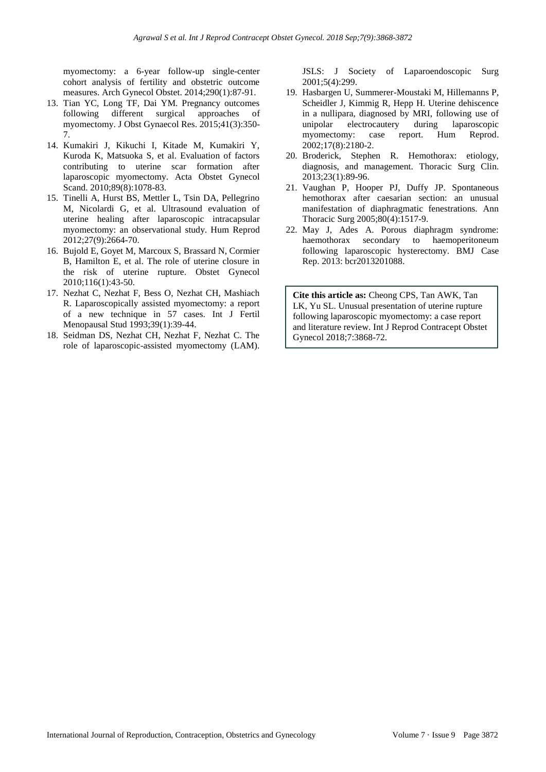myomectomy: a 6-year follow-up single-center cohort analysis of fertility and obstetric outcome measures. Arch Gynecol Obstet. 2014;290(1):87-91.

13. Tian YC, Long TF, Dai YM. Pregnancy outcomes following different surgical approaches of myomectomy. J Obst Gynaecol Res. 2015;41(3):350-7.
14. Kumakiri J, Kikuchi I, Kitade M, Kumakiri Y, Kuroda K, Matsuoka S, et al. Evaluation of factors contributing to uterine scar formation after laparoscopic myomectomy. Acta Obstet Gynecol Scand. 2010;89(8):1078-83.
15. Tinelli A, Hurst BS, Mettler L, Tsin DA, Pellegrino M, Nicolardi G, et al. Ultrasound evaluation of uterine healing after laparoscopic intracapsular myomectomy: an observational study. Hum Reprod 2012;27(9):2664-70.
16. Bujold E, Goyet M, Marcoux S, Brassard N, Cormier B, Hamilton E, et al. The role of uterine closure in the risk of uterine rupture. Obstet Gynecol 2010;116(1):43-50.
17. Nezhat C, Nezhat F, Bess O, Nezhat CH, Mashiach R. Laparoscopically assisted myomectomy: a report of a new technique in 57 cases. Int J Fertil Menopausal Stud 1993;39(1):39-44.
18. Seidman DS, Nezhat CH, Nezhat F, Nezhat C. The role of laparoscopic-assisted myomectomy (LAM). JSLS: J Society of Laparoendoscopic Surg 2001;5(4):299.
19. Hasbargen U, Summerer-Moustaki M, Hillemanns P, Scheidler J, Kimmig R, Hepp H. Uterine dehiscence in a nullipara, diagnosed by MRI, following use of unipolar electrocautery during laparoscopic myomectomy: case report. Hum Reprod. 2002;17(8):2180-2.
20. Broderick, Stephen R. Hemothorax: etiology, diagnosis, and management. Thoracic Surg Clin. 2013;23(1):89-96.
21. Vaughan P, Hooper PJ, Duffy JP. Spontaneous hemothorax after caesarian section: an unusual manifestation of diaphragmatic fenestrations. Ann Thoracic Surg 2005;80(4):1517-9.
22. May J, Ades A. Porous diaphragm syndrome: haemothorax secondary to haemoperitoneum following laparoscopic hysterectomy. BMJ Case Rep. 2013: bcr2013201088.

**Cite this article as:** Cheong CPS, Tan AWK, Tan LK, Yu SL. Unusual presentation of uterine rupture following laparoscopic myomectomy: a case report and literature review. Int J Reprod Contracept Obstet Gynecol 2018;7:3868-72.